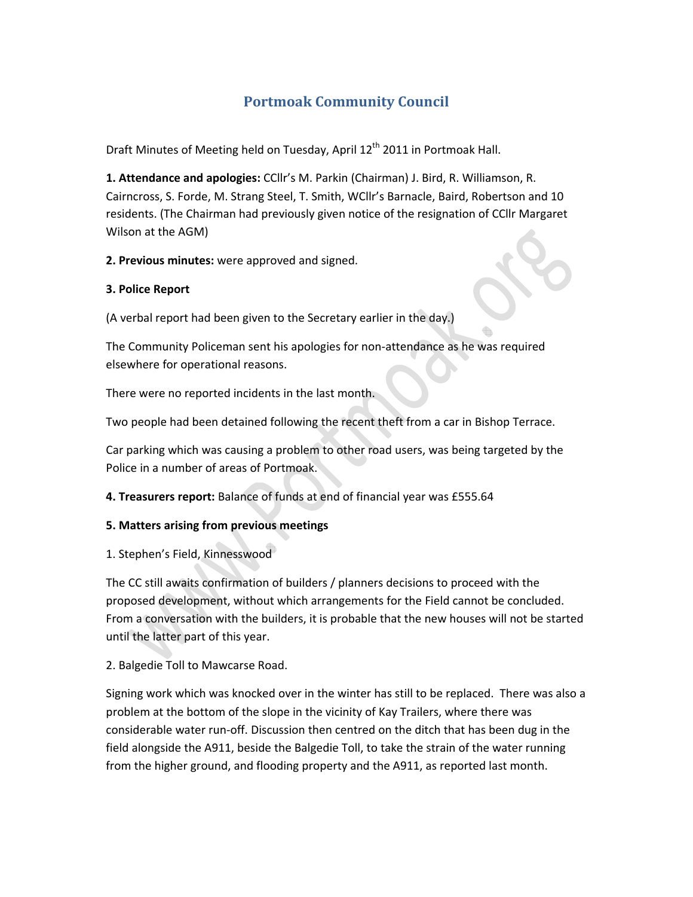# Portmoak Community Council

Draft Minutes of Meeting held on Tuesday, April 12th 2011 in Portmoak Hall.

**1. Attendance and apologies:** CCllr's M. Parkin (Chairman) J. Bird, R. Williamson, R. Cairncross, S. Forde, M. Strang Steel, T. Smith, WCllr's Barnacle, Baird, Robertson and 10 residents. (The Chairman had previously given notice of the resignation of CCllr Margaret Wilson at the AGM)

**2. Previous minutes:** were approved and signed.

**3. Police Report**

(A verbal report had been given to the Secretary earlier in the day.)

The Community Policeman sent his apologies for non-attendance as he was required elsewhere for operational reasons.

There were no reported incidents in the last month.

Two people had been detained following the recent theft from a car in Bishop Terrace.

Car parking which was causing a problem to other road users, was being targeted by the Police in a number of areas of Portmoak.

**4. Treasurers report:** Balance of funds at end of financial year was £555.64

**5. Matters arising from previous meetings**

1. Stephen's Field, Kinnesswood

The CC still awaits confirmation of builders / planners decisions to proceed with the proposed development, without which arrangements for the Field cannot be concluded. From a conversation with the builders, it is probable that the new houses will not be started until the latter part of this year.

2. Balgedie Toll to Mawcarse Road.

Signing work which was knocked over in the winter has still to be replaced. There was also a problem at the bottom of the slope in the vicinity of Kay Trailers, where there was considerable water run-off. Discussion then centred on the ditch that has been dug in the field alongside the A911, beside the Balgedie Toll, to take the strain of the water running from the higher ground, and flooding property and the A911, as reported last month.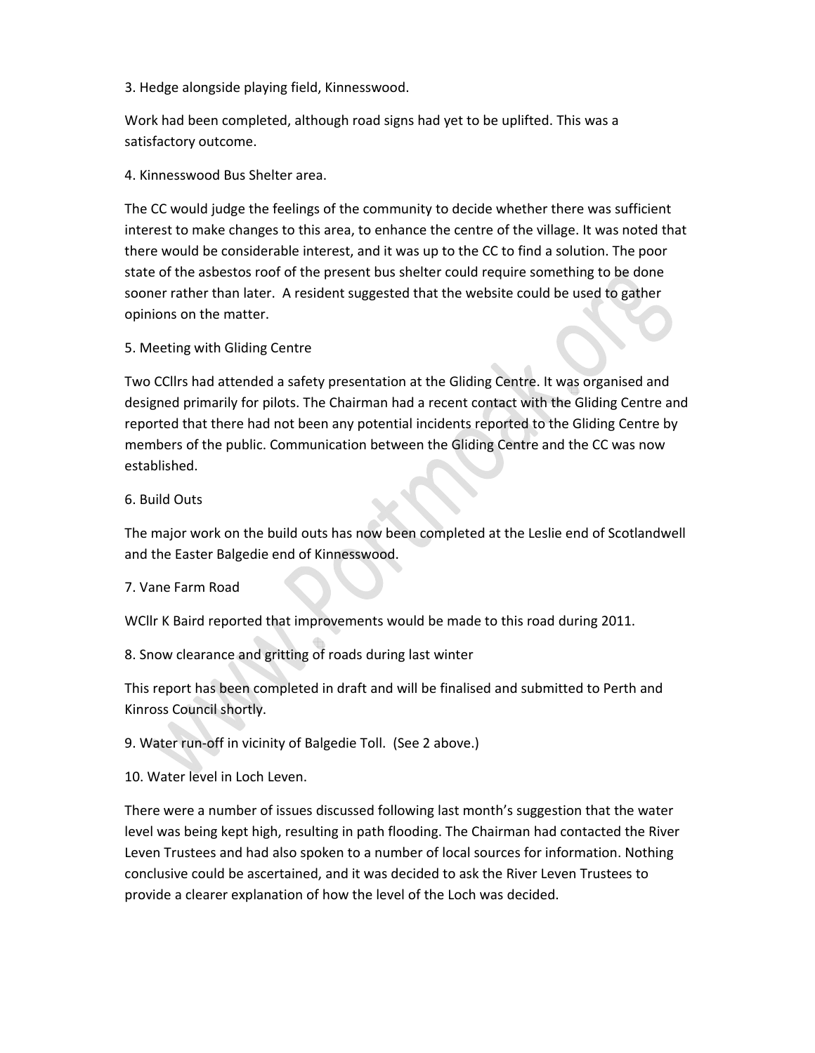3. Hedge alongside playing field, Kinnesswood.

Work had been completed, although road signs had yet to be uplifted. This was a satisfactory outcome.

4. Kinnesswood Bus Shelter area.

The CC would judge the feelings of the community to decide whether there was sufficient interest to make changes to this area, to enhance the centre of the village. It was noted that there would be considerable interest, and it was up to the CC to find a solution. The poor state of the asbestos roof of the present bus shelter could require something to be done sooner rather than later. A resident suggested that the website could be used to gather opinions on the matter.

5. Meeting with Gliding Centre

Two CCllrs had attended a safety presentation at the Gliding Centre. It was organised and designed primarily for pilots. The Chairman had a recent contact with the Gliding Centre and reported that there had not been any potential incidents reported to the Gliding Centre by members of the public. Communication between the Gliding Centre and the CC was now established.

6. Build Outs

The major work on the build outs has now been completed at the Leslie end of Scotlandwell and the Easter Balgedie end of Kinnesswood.

7. Vane Farm Road

WCllr K Baird reported that improvements would be made to this road during 2011.

8. Snow clearance and gritting of roads during last winter

This report has been completed in draft and will be finalised and submitted to Perth and Kinross Council shortly.

9. Water run-off in vicinity of Balgedie Toll. (See 2 above.)

10. Water level in Loch Leven.

There were a number of issues discussed following last month's suggestion that the water level was being kept high, resulting in path flooding. The Chairman had contacted the River Leven Trustees and had also spoken to a number of local sources for information. Nothing conclusive could be ascertained, and it was decided to ask the River Leven Trustees to provide a clearer explanation of how the level of the Loch was decided.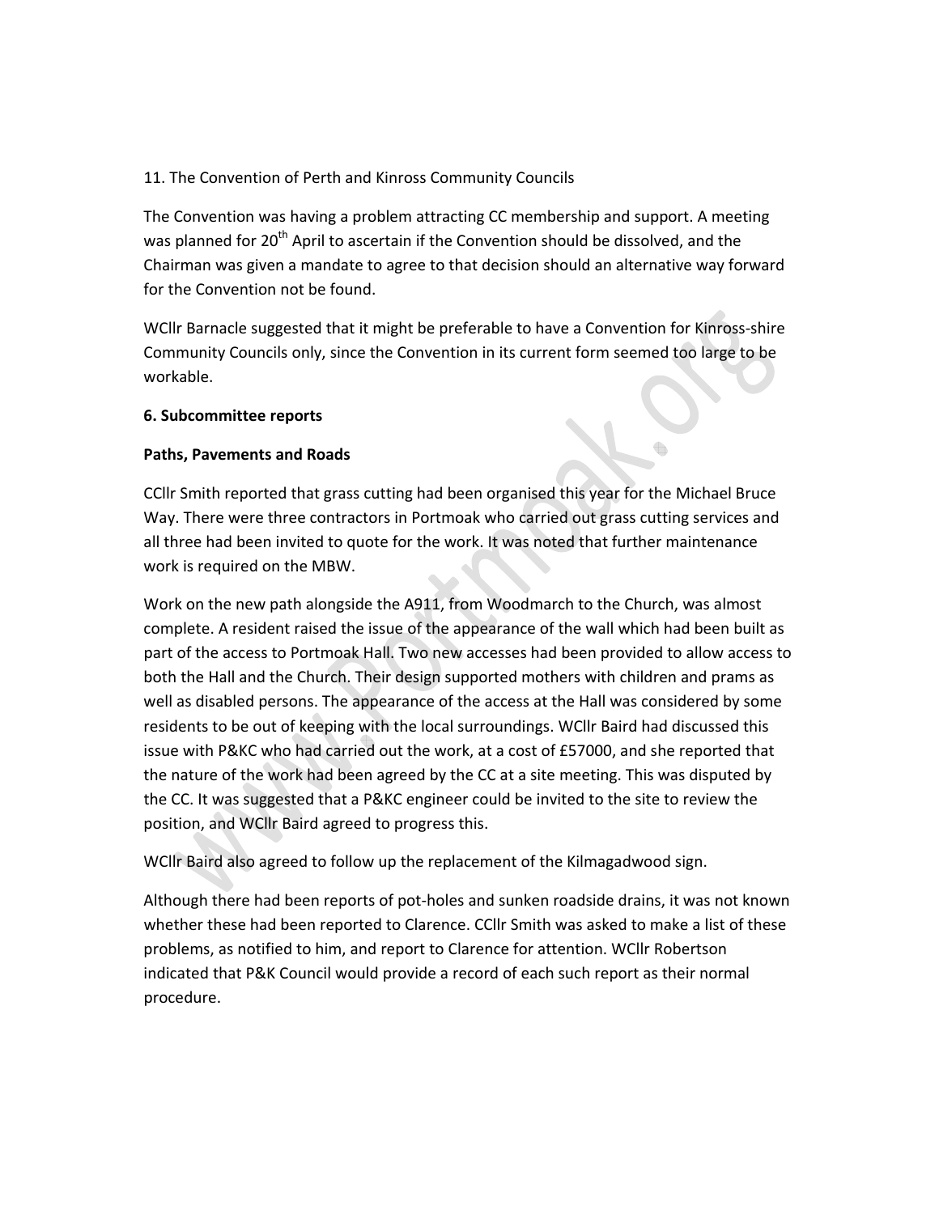11. The Convention of Perth and Kinross Community Councils

The Convention was having a problem attracting CC membership and support. A meeting was planned for 20th April to ascertain if the Convention should be dissolved, and the Chairman was given a mandate to agree to that decision should an alternative way forward for the Convention not be found.

WCllr Barnacle suggested that it might be preferable to have a Convention for Kinross-shire Community Councils only, since the Convention in its current form seemed too large to be workable.

**6. Subcommittee reports**

**Paths, Pavements and Roads**

CCllr Smith reported that grass cutting had been organised this year for the Michael Bruce Way. There were three contractors in Portmoak who carried out grass cutting services and all three had been invited to quote for the work. It was noted that further maintenance work is required on the MBW.

Work on the new path alongside the A911, from Woodmarch to the Church, was almost complete. A resident raised the issue of the appearance of the wall which had been built as part of the access to Portmoak Hall. Two new accesses had been provided to allow access to both the Hall and the Church. Their design supported mothers with children and prams as well as disabled persons. The appearance of the access at the Hall was considered by some residents to be out of keeping with the local surroundings. WCllr Baird had discussed this issue with P&KC who had carried out the work, at a cost of £57000, and she reported that the nature of the work had been agreed by the CC at a site meeting. This was disputed by the CC. It was suggested that a P&KC engineer could be invited to the site to review the position, and WCllr Baird agreed to progress this.

WCllr Baird also agreed to follow up the replacement of the Kilmagadwood sign.

Although there had been reports of pot-holes and sunken roadside drains, it was not known whether these had been reported to Clarence. CCllr Smith was asked to make a list of these problems, as notified to him, and report to Clarence for attention. WCllr Robertson indicated that P&K Council would provide a record of each such report as their normal procedure.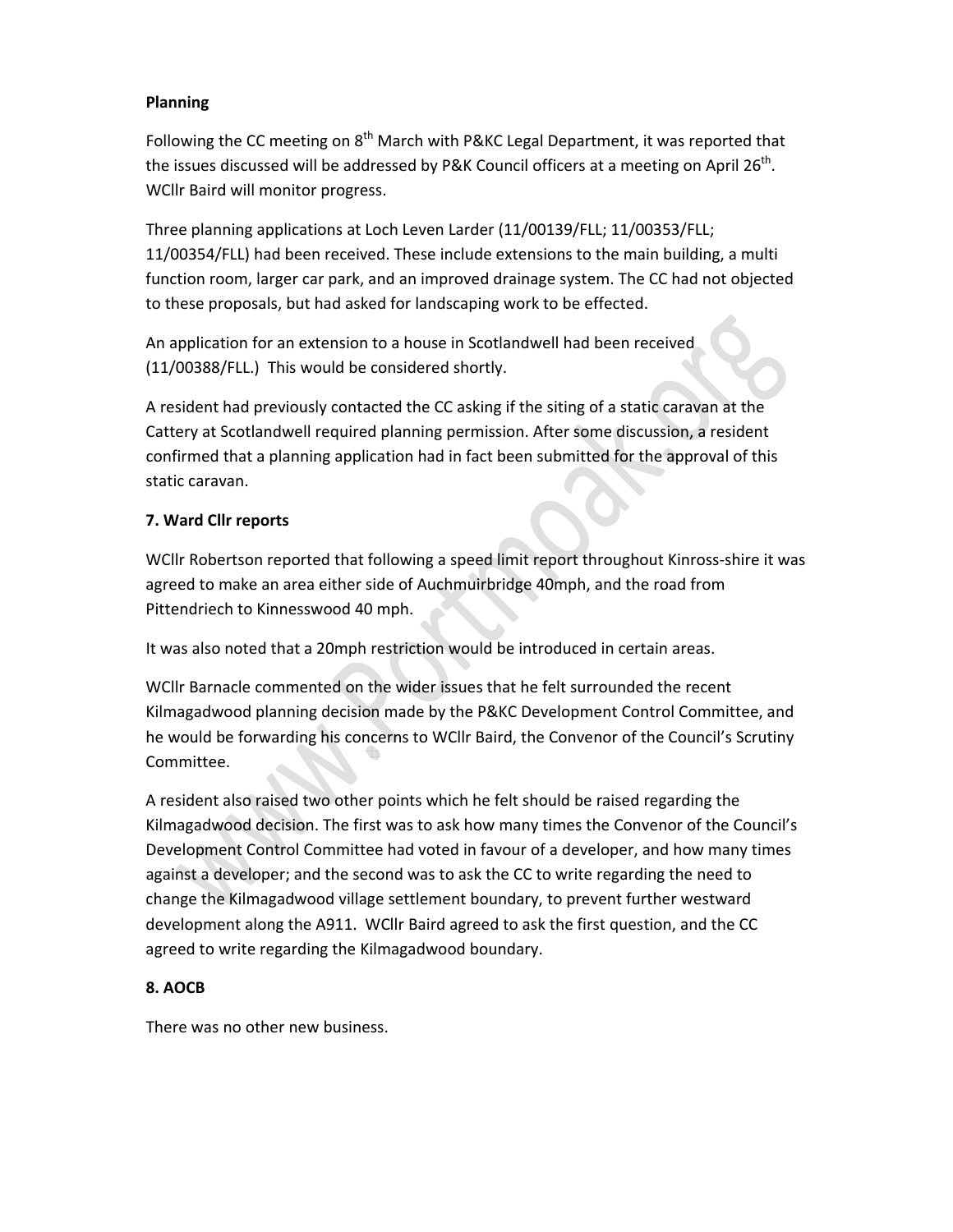**Planning**

Following the CC meeting on 8th March with P&KC Legal Department, it was reported that the issues discussed will be addressed by P&K Council officers at a meeting on April 26th. WCllr Baird will monitor progress.

Three planning applications at Loch Leven Larder (11/00139/FLL; 11/00353/FLL; 11/00354/FLL) had been received. These include extensions to the main building, a multi function room, larger car park, and an improved drainage system. The CC had not objected to these proposals, but had asked for landscaping work to be effected.

An application for an extension to a house in Scotlandwell had been received (11/00388/FLL.) This would be considered shortly.

A resident had previously contacted the CC asking if the siting of a static caravan at the Cattery at Scotlandwell required planning permission. After some discussion, a resident confirmed that a planning application had in fact been submitted for the approval of this static caravan.

**7. Ward Cllr reports**

WCllr Robertson reported that following a speed limit report throughout Kinross-shire it was agreed to make an area either side of Auchmuirbridge 40mph, and the road from Pittendriech to Kinnesswood 40 mph.

It was also noted that a 20mph restriction would be introduced in certain areas.

WCllr Barnacle commented on the wider issues that he felt surrounded the recent Kilmagadwood planning decision made by the P&KC Development Control Committee, and he would be forwarding his concerns to WCllr Baird, the Convenor of the Council's Scrutiny Committee.

A resident also raised two other points which he felt should be raised regarding the Kilmagadwood decision. The first was to ask how many times the Convenor of the Council's Development Control Committee had voted in favour of a developer, and how many times against a developer; and the second was to ask the CC to write regarding the need to change the Kilmagadwood village settlement boundary, to prevent further westward development along the A911. WCllr Baird agreed to ask the first question, and the CC agreed to write regarding the Kilmagadwood boundary.

**8. AOCB**

There was no other new business.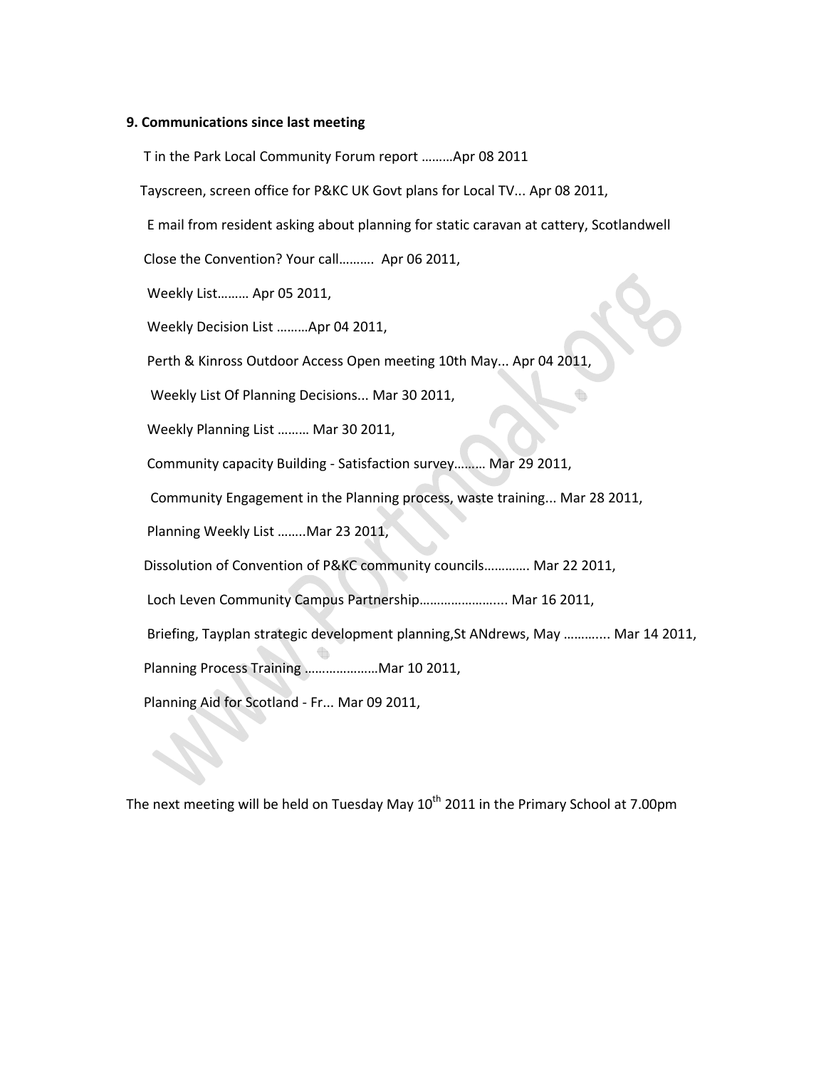**9. Communications since last meeting**

T in the Park Local Community Forum report ………Apr 08 2011

Tayscreen, screen office for P&KC UK Govt plans for Local TV... Apr 08 2011,

E mail from resident asking about planning for static caravan at cattery, Scotlandwell

Close the Convention? Your call………. Apr 06 2011,

Weekly List……… Apr 05 2011,

Weekly Decision List ………Apr 04 2011,

Perth & Kinross Outdoor Access Open meeting 10th May... Apr 04 2011,

Weekly List Of Planning Decisions... Mar 30 2011,

Weekly Planning List ……… Mar 30 2011,

Community capacity Building - Satisfaction survey……… Mar 29 2011,

Community Engagement in the Planning process, waste training... Mar 28 2011,

Planning Weekly List ……..Mar 23 2011,

Dissolution of Convention of P&KC community councils…………. Mar 22 2011,

Loch Leven Community Campus Partnership…………………... Mar 16 2011,

Briefing, Tayplan strategic development planning,St ANdrews, May ………... Mar 14 2011,

Planning Process Training …………………Mar 10 2011,

Planning Aid for Scotland - Fr... Mar 09 2011,

The next meeting will be held on Tuesday May 10th 2011 in the Primary School at 7.00pm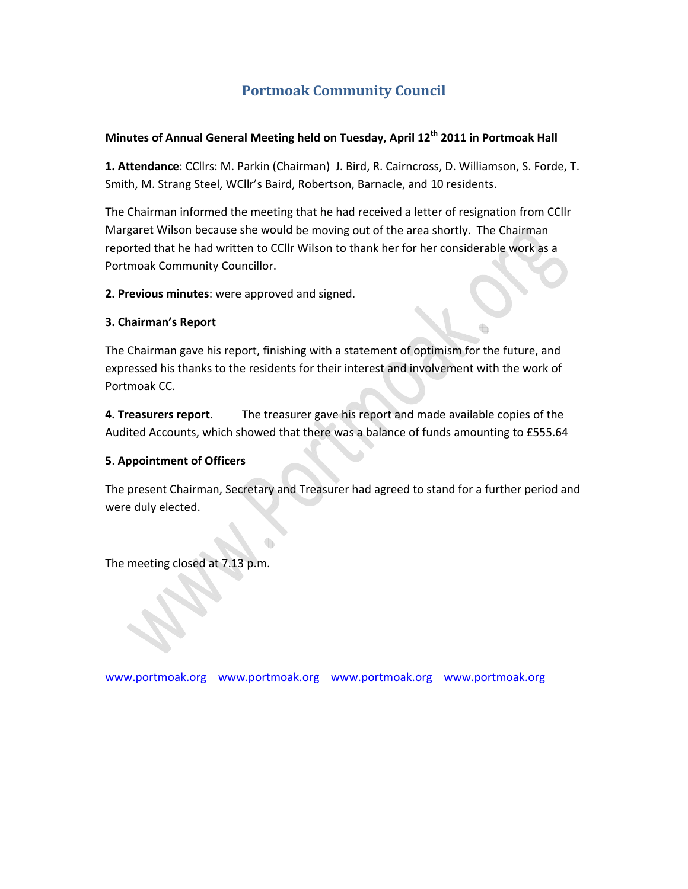# Portmoak Community Council

**Minutes of Annual General Meeting held on Tuesday, April 12th 2011 in Portmoak Hall**

**1. Attendance**: CCllrs: M. Parkin (Chairman) J. Bird, R. Cairncross, D. Williamson, S. Forde, T. Smith, M. Strang Steel, WCllr's Baird, Robertson, Barnacle, and 10 residents.

The Chairman informed the meeting that he had received a letter of resignation from CCllr Margaret Wilson because she would be moving out of the area shortly. The Chairman reported that he had written to CCllr Wilson to thank her for her considerable work as a Portmoak Community Councillor.

**2. Previous minutes**: were approved and signed.

**3. Chairman's Report**

The Chairman gave his report, finishing with a statement of optimism for the future, and expressed his thanks to the residents for their interest and involvement with the work of Portmoak CC.

**4. Treasurers report**. The treasurer gave his report and made available copies of the Audited Accounts, which showed that there was a balance of funds amounting to £555.64

5. **Appointment of Officers**

The present Chairman, Secretary and Treasurer had agreed to stand for a further period and were duly elected.

The meeting closed at 7.13 p.m.

www.portmoak.org www.portmoak.org www.portmoak.org www.portmoak.org